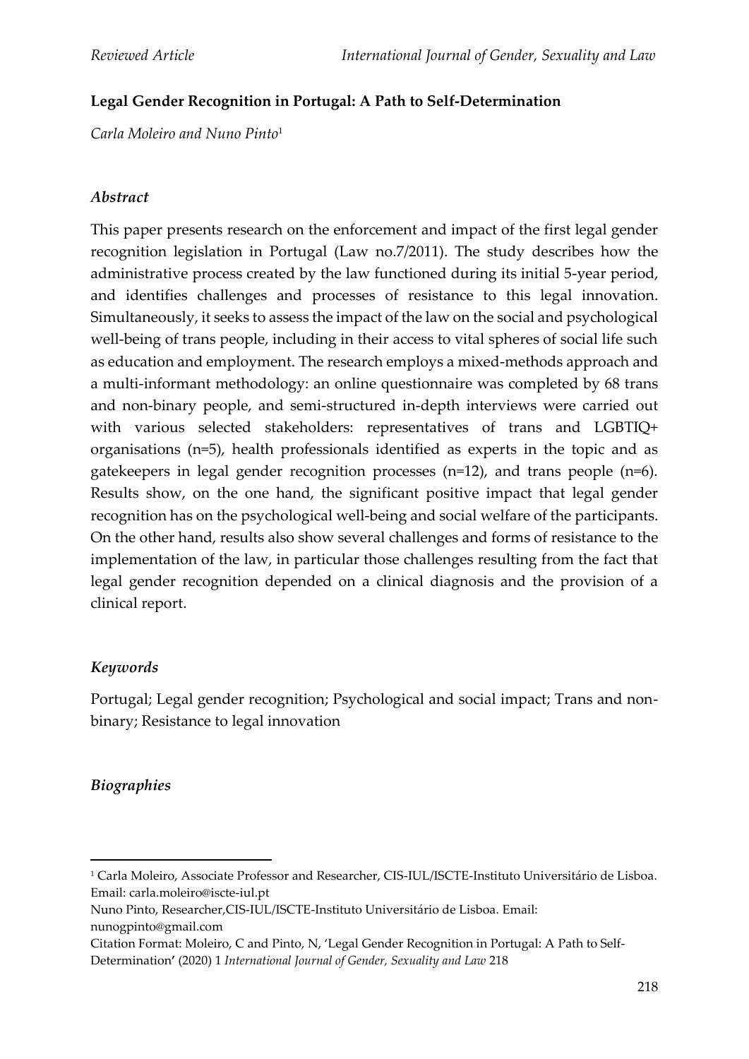**Legal Gender Recognition in Portugal: A Path to Self-Determination**

*Carla Moleiro and Nuno Pinto*[1]

### *Abstract*

This paper presents research on the enforcement and impact of the first legal gender recognition legislation in Portugal (Law no.7/2011). The study describes how the administrative process created by the law functioned during its initial 5-year period, and identifies challenges and processes of resistance to this legal innovation. Simultaneously, it seeks to assess the impact of the law on the social and psychological well-being of trans people, including in their access to vital spheres of social life such as education and employment. The research employs a mixed-methods approach and a multi-informant methodology: an online questionnaire was completed by 68 trans and non-binary people, and semi-structured in-depth interviews were carried out with various selected stakeholders: representatives of trans and LGBTIQ+ organisations (n=5), health professionals identified as experts in the topic and as gatekeepers in legal gender recognition processes (n=12), and trans people (n=6). Results show, on the one hand, the significant positive impact that legal gender recognition has on the psychological well-being and social welfare of the participants. On the other hand, results also show several challenges and forms of resistance to the implementation of the law, in particular those challenges resulting from the fact that legal gender recognition depended on a clinical diagnosis and the provision of a clinical report.

### *Keywords*

Portugal; Legal gender recognition; Psychological and social impact; Trans and non-binary; Resistance to legal innovation

### *Biographies*

---

[1] Carla Moleiro, Associate Professor and Researcher, CIS-IUL/ISCTE-Instituto Universitário de Lisboa. Email: carla.moleiro@iscte-iul.pt

Nuno Pinto, Researcher,CIS-IUL/ISCTE-Instituto Universitário de Lisboa. Email: nunogpinto@gmail.com

Citation Format: Moleiro, C and Pinto, N, 'Legal Gender Recognition in Portugal: A Path to Self-Determination' (2020) 1 *International Journal of Gender, Sexuality and Law* 218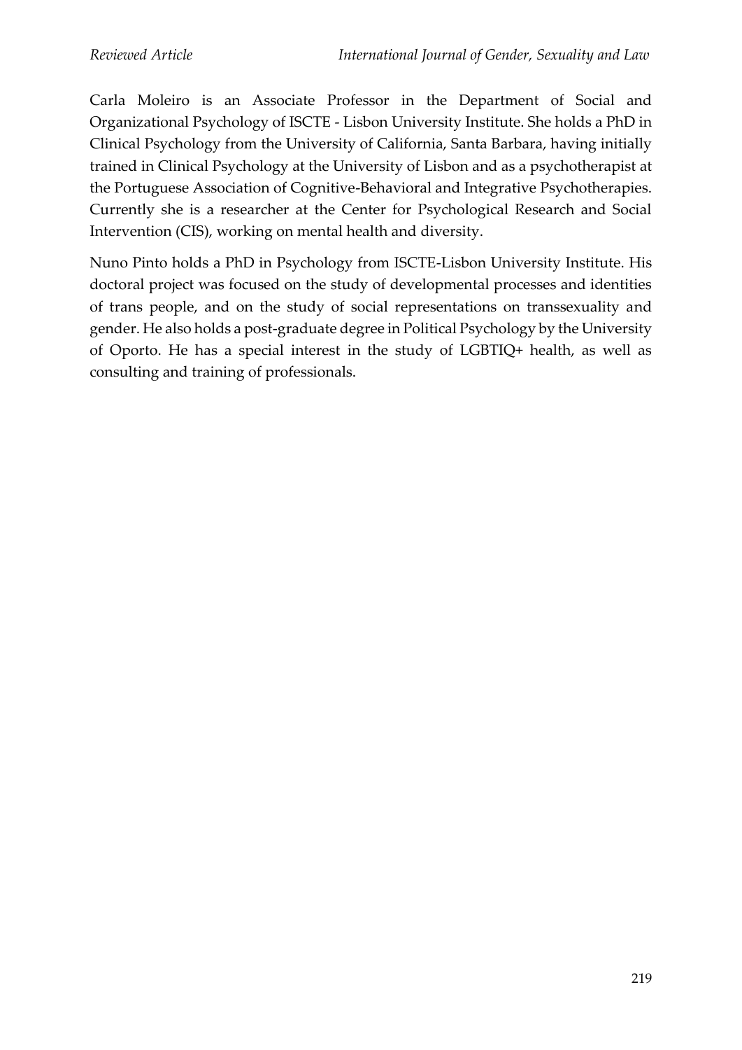Carla Moleiro is an Associate Professor in the Department of Social and Organizational Psychology of ISCTE - Lisbon University Institute. She holds a PhD in Clinical Psychology from the University of California, Santa Barbara, having initially trained in Clinical Psychology at the University of Lisbon and as a psychotherapist at the Portuguese Association of Cognitive-Behavioral and Integrative Psychotherapies. Currently she is a researcher at the Center for Psychological Research and Social Intervention (CIS), working on mental health and diversity.

Nuno Pinto holds a PhD in Psychology from ISCTE-Lisbon University Institute. His doctoral project was focused on the study of developmental processes and identities of trans people, and on the study of social representations on transsexuality and gender. He also holds a post-graduate degree in Political Psychology by the University of Oporto. He has a special interest in the study of LGBTIQ+ health, as well as consulting and training of professionals.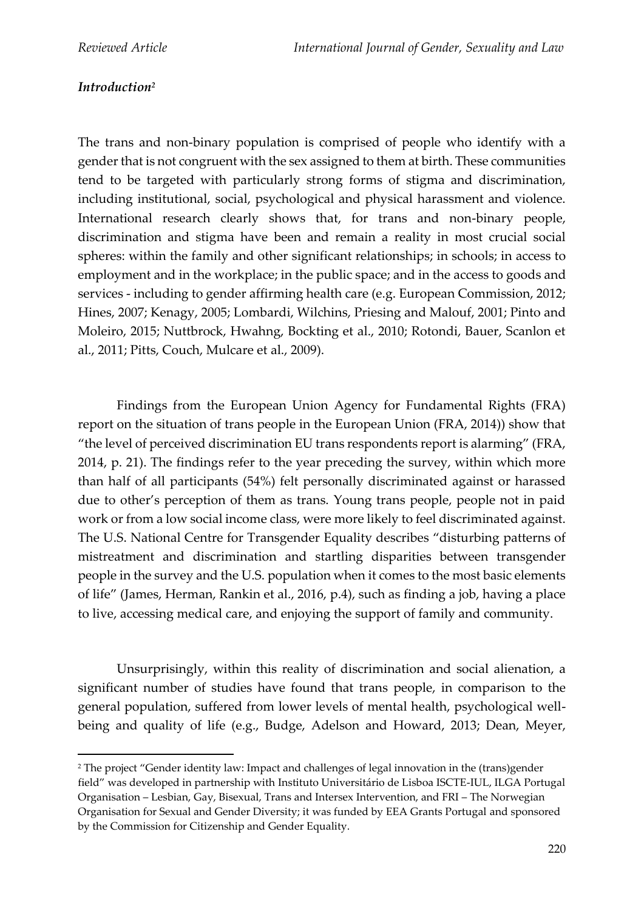### *Introduction*[2]

The trans and non-binary population is comprised of people who identify with a gender that is not congruent with the sex assigned to them at birth. These communities tend to be targeted with particularly strong forms of stigma and discrimination, including institutional, social, psychological and physical harassment and violence. International research clearly shows that, for trans and non-binary people, discrimination and stigma have been and remain a reality in most crucial social spheres: within the family and other significant relationships; in schools; in access to employment and in the workplace; in the public space; and in the access to goods and services - including to gender affirming health care (e.g. European Commission, 2012; Hines, 2007; Kenagy, 2005; Lombardi, Wilchins, Priesing and Malouf, 2001; Pinto and Moleiro, 2015; Nuttbrock, Hwahng, Bockting et al., 2010; Rotondi, Bauer, Scanlon et al., 2011; Pitts, Couch, Mulcare et al., 2009).

Findings from the European Union Agency for Fundamental Rights (FRA) report on the situation of trans people in the European Union (FRA, 2014)) show that "the level of perceived discrimination EU trans respondents report is alarming" (FRA, 2014, p. 21). The findings refer to the year preceding the survey, within which more than half of all participants (54%) felt personally discriminated against or harassed due to other's perception of them as trans. Young trans people, people not in paid work or from a low social income class, were more likely to feel discriminated against. The U.S. National Centre for Transgender Equality describes "disturbing patterns of mistreatment and discrimination and startling disparities between transgender people in the survey and the U.S. population when it comes to the most basic elements of life" (James, Herman, Rankin et al., 2016, p.4), such as finding a job, having a place to live, accessing medical care, and enjoying the support of family and community.

Unsurprisingly, within this reality of discrimination and social alienation, a significant number of studies have found that trans people, in comparison to the general population, suffered from lower levels of mental health, psychological well-being and quality of life (e.g., Budge, Adelson and Howard, 2013; Dean, Meyer,

---

[2] The project "Gender identity law: Impact and challenges of legal innovation in the (trans)gender field" was developed in partnership with Instituto Universitário de Lisboa ISCTE-IUL, ILGA Portugal Organisation – Lesbian, Gay, Bisexual, Trans and Intersex Intervention, and FRI – The Norwegian Organisation for Sexual and Gender Diversity; it was funded by EEA Grants Portugal and sponsored by the Commission for Citizenship and Gender Equality.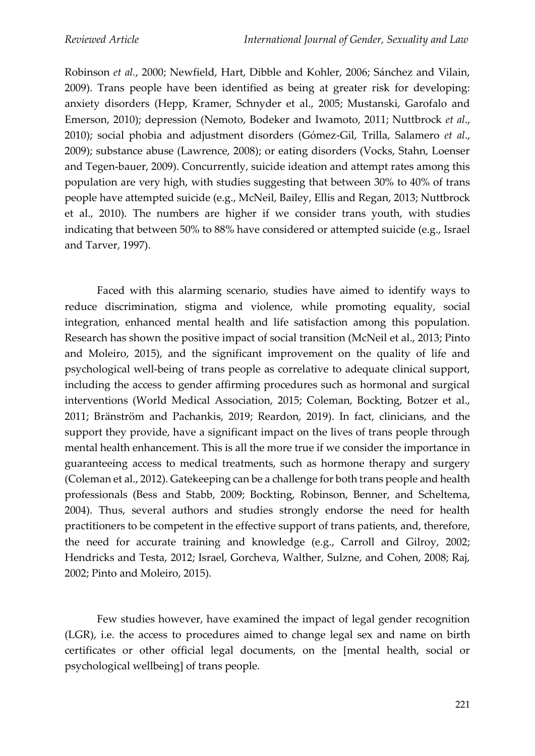Robinson *et al.*, 2000; Newfield, Hart, Dibble and Kohler, 2006; Sánchez and Vilain, 2009). Trans people have been identified as being at greater risk for developing: anxiety disorders (Hepp, Kramer, Schnyder et al., 2005; Mustanski, Garofalo and Emerson, 2010); depression (Nemoto, Bodeker and Iwamoto, 2011; Nuttbrock *et al*., 2010); social phobia and adjustment disorders (Gómez-Gil, Trilla, Salamero *et al*., 2009); substance abuse (Lawrence, 2008); or eating disorders (Vocks, Stahn, Loenser and Tegen-bauer, 2009). Concurrently, suicide ideation and attempt rates among this population are very high, with studies suggesting that between 30% to 40% of trans people have attempted suicide (e.g., McNeil, Bailey, Ellis and Regan, 2013; Nuttbrock et al., 2010). The numbers are higher if we consider trans youth, with studies indicating that between 50% to 88% have considered or attempted suicide (e.g., Israel and Tarver, 1997).

Faced with this alarming scenario, studies have aimed to identify ways to reduce discrimination, stigma and violence, while promoting equality, social integration, enhanced mental health and life satisfaction among this population. Research has shown the positive impact of social transition (McNeil et al., 2013; Pinto and Moleiro, 2015), and the significant improvement on the quality of life and psychological well-being of trans people as correlative to adequate clinical support, including the access to gender affirming procedures such as hormonal and surgical interventions (World Medical Association, 2015; Coleman, Bockting, Botzer et al., 2011; Bränström and Pachankis, 2019; Reardon, 2019). In fact, clinicians, and the support they provide, have a significant impact on the lives of trans people through mental health enhancement. This is all the more true if we consider the importance in guaranteeing access to medical treatments, such as hormone therapy and surgery (Coleman et al., 2012). Gatekeeping can be a challenge for both trans people and health professionals (Bess and Stabb, 2009; Bockting, Robinson, Benner, and Scheltema, 2004). Thus, several authors and studies strongly endorse the need for health practitioners to be competent in the effective support of trans patients, and, therefore, the need for accurate training and knowledge (e.g., Carroll and Gilroy, 2002; Hendricks and Testa, 2012; Israel, Gorcheva, Walther, Sulzne, and Cohen, 2008; Raj, 2002; Pinto and Moleiro, 2015).

Few studies however, have examined the impact of legal gender recognition (LGR), i.e. the access to procedures aimed to change legal sex and name on birth certificates or other official legal documents, on the [mental health, social or psychological wellbeing] of trans people.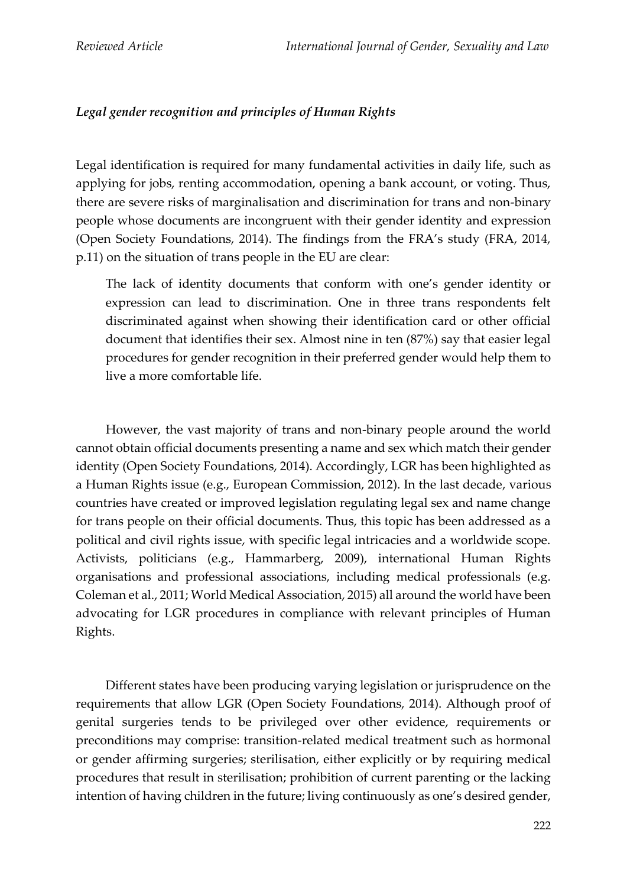### *Legal gender recognition and principles of Human Rights*

Legal identification is required for many fundamental activities in daily life, such as applying for jobs, renting accommodation, opening a bank account, or voting. Thus, there are severe risks of marginalisation and discrimination for trans and non-binary people whose documents are incongruent with their gender identity and expression (Open Society Foundations, 2014). The findings from the FRA's study (FRA, 2014, p.11) on the situation of trans people in the EU are clear:

> The lack of identity documents that conform with one's gender identity or expression can lead to discrimination. One in three trans respondents felt discriminated against when showing their identification card or other official document that identifies their sex. Almost nine in ten (87%) say that easier legal procedures for gender recognition in their preferred gender would help them to live a more comfortable life.

However, the vast majority of trans and non-binary people around the world cannot obtain official documents presenting a name and sex which match their gender identity (Open Society Foundations, 2014). Accordingly, LGR has been highlighted as a Human Rights issue (e.g., European Commission, 2012). In the last decade, various countries have created or improved legislation regulating legal sex and name change for trans people on their official documents. Thus, this topic has been addressed as a political and civil rights issue, with specific legal intricacies and a worldwide scope. Activists, politicians (e.g., Hammarberg, 2009), international Human Rights organisations and professional associations, including medical professionals (e.g. Coleman et al., 2011; World Medical Association, 2015) all around the world have been advocating for LGR procedures in compliance with relevant principles of Human Rights.

Different states have been producing varying legislation or jurisprudence on the requirements that allow LGR (Open Society Foundations, 2014). Although proof of genital surgeries tends to be privileged over other evidence, requirements or preconditions may comprise: transition-related medical treatment such as hormonal or gender affirming surgeries; sterilisation, either explicitly or by requiring medical procedures that result in sterilisation; prohibition of current parenting or the lacking intention of having children in the future; living continuously as one's desired gender,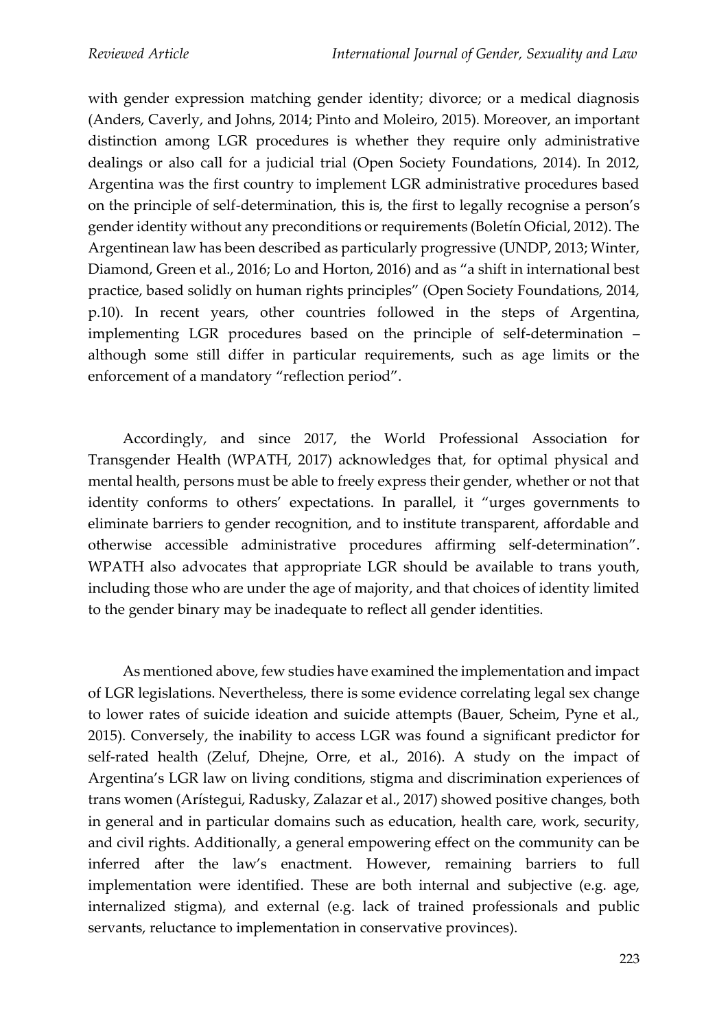with gender expression matching gender identity; divorce; or a medical diagnosis (Anders, Caverly, and Johns, 2014; Pinto and Moleiro, 2015). Moreover, an important distinction among LGR procedures is whether they require only administrative dealings or also call for a judicial trial (Open Society Foundations, 2014). In 2012, Argentina was the first country to implement LGR administrative procedures based on the principle of self-determination, this is, the first to legally recognise a person's gender identity without any preconditions or requirements (Boletín Oficial, 2012). The Argentinean law has been described as particularly progressive (UNDP, 2013; Winter, Diamond, Green et al., 2016; Lo and Horton, 2016) and as "a shift in international best practice, based solidly on human rights principles" (Open Society Foundations, 2014, p.10). In recent years, other countries followed in the steps of Argentina, implementing LGR procedures based on the principle of self-determination – although some still differ in particular requirements, such as age limits or the enforcement of a mandatory "reflection period".

Accordingly, and since 2017, the World Professional Association for Transgender Health (WPATH, 2017) acknowledges that, for optimal physical and mental health, persons must be able to freely express their gender, whether or not that identity conforms to others' expectations. In parallel, it "urges governments to eliminate barriers to gender recognition, and to institute transparent, affordable and otherwise accessible administrative procedures affirming self-determination". WPATH also advocates that appropriate LGR should be available to trans youth, including those who are under the age of majority, and that choices of identity limited to the gender binary may be inadequate to reflect all gender identities.

As mentioned above, few studies have examined the implementation and impact of LGR legislations. Nevertheless, there is some evidence correlating legal sex change to lower rates of suicide ideation and suicide attempts (Bauer, Scheim, Pyne et al., 2015). Conversely, the inability to access LGR was found a significant predictor for self-rated health (Zeluf, Dhejne, Orre, et al., 2016). A study on the impact of Argentina's LGR law on living conditions, stigma and discrimination experiences of trans women (Arístegui, Radusky, Zalazar et al., 2017) showed positive changes, both in general and in particular domains such as education, health care, work, security, and civil rights. Additionally, a general empowering effect on the community can be inferred after the law's enactment. However, remaining barriers to full implementation were identified. These are both internal and subjective (e.g. age, internalized stigma), and external (e.g. lack of trained professionals and public servants, reluctance to implementation in conservative provinces).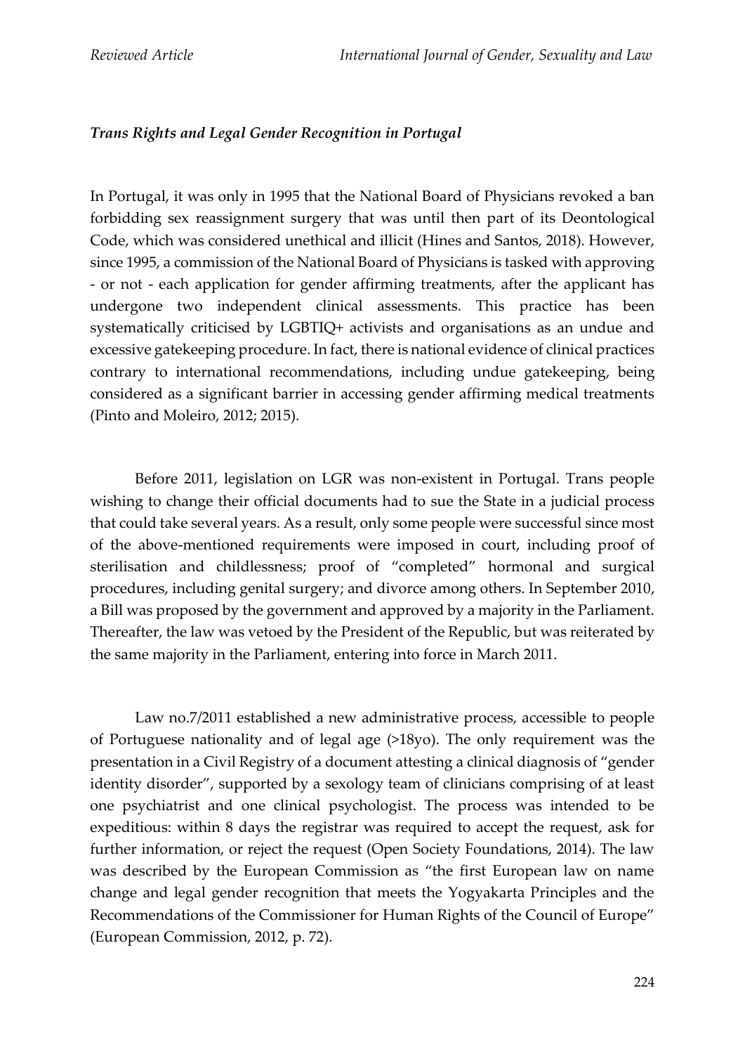### *Trans Rights and Legal Gender Recognition in Portugal*

In Portugal, it was only in 1995 that the National Board of Physicians revoked a ban forbidding sex reassignment surgery that was until then part of its Deontological Code, which was considered unethical and illicit (Hines and Santos, 2018). However, since 1995, a commission of the National Board of Physicians is tasked with approving - or not - each application for gender affirming treatments, after the applicant has undergone two independent clinical assessments. This practice has been systematically criticised by LGBTIQ+ activists and organisations as an undue and excessive gatekeeping procedure. In fact, there is national evidence of clinical practices contrary to international recommendations, including undue gatekeeping, being considered as a significant barrier in accessing gender affirming medical treatments (Pinto and Moleiro, 2012; 2015).

Before 2011, legislation on LGR was non-existent in Portugal. Trans people wishing to change their official documents had to sue the State in a judicial process that could take several years. As a result, only some people were successful since most of the above-mentioned requirements were imposed in court, including proof of sterilisation and childlessness; proof of "completed" hormonal and surgical procedures, including genital surgery; and divorce among others. In September 2010, a Bill was proposed by the government and approved by a majority in the Parliament. Thereafter, the law was vetoed by the President of the Republic, but was reiterated by the same majority in the Parliament, entering into force in March 2011.

Law no.7/2011 established a new administrative process, accessible to people of Portuguese nationality and of legal age (>18yo). The only requirement was the presentation in a Civil Registry of a document attesting a clinical diagnosis of "gender identity disorder", supported by a sexology team of clinicians comprising of at least one psychiatrist and one clinical psychologist. The process was intended to be expeditious: within 8 days the registrar was required to accept the request, ask for further information, or reject the request (Open Society Foundations, 2014). The law was described by the European Commission as "the first European law on name change and legal gender recognition that meets the Yogyakarta Principles and the Recommendations of the Commissioner for Human Rights of the Council of Europe" (European Commission, 2012, p. 72).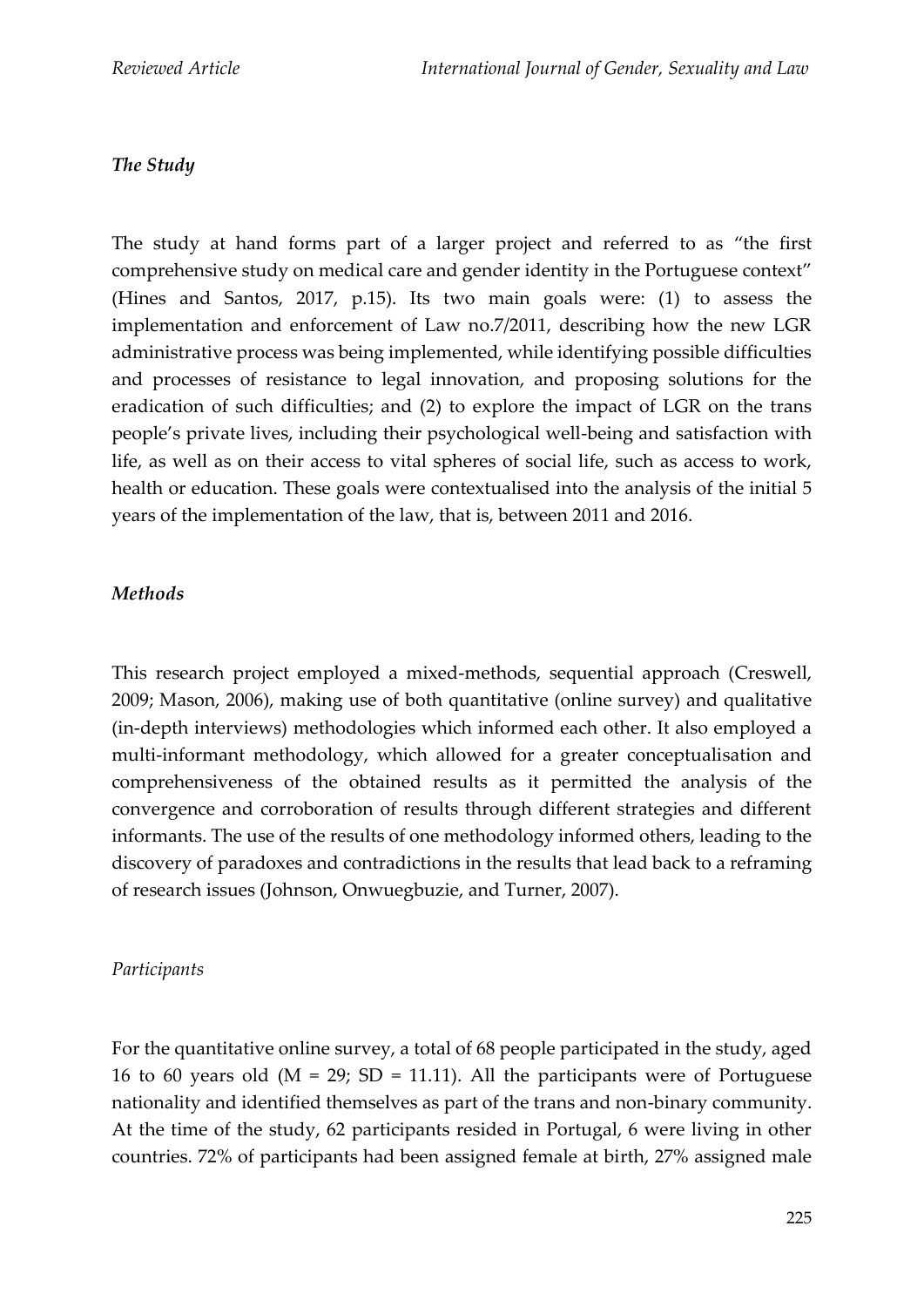### *The Study*

The study at hand forms part of a larger project and referred to as "the first comprehensive study on medical care and gender identity in the Portuguese context" (Hines and Santos, 2017, p.15). Its two main goals were: (1) to assess the implementation and enforcement of Law no.7/2011, describing how the new LGR administrative process was being implemented, while identifying possible difficulties and processes of resistance to legal innovation, and proposing solutions for the eradication of such difficulties; and (2) to explore the impact of LGR on the trans people's private lives, including their psychological well-being and satisfaction with life, as well as on their access to vital spheres of social life, such as access to work, health or education. These goals were contextualised into the analysis of the initial 5 years of the implementation of the law, that is, between 2011 and 2016.

### *Methods*

This research project employed a mixed-methods, sequential approach (Creswell, 2009; Mason, 2006), making use of both quantitative (online survey) and qualitative (in-depth interviews) methodologies which informed each other. It also employed a multi-informant methodology, which allowed for a greater conceptualisation and comprehensiveness of the obtained results as it permitted the analysis of the convergence and corroboration of results through different strategies and different informants. The use of the results of one methodology informed others, leading to the discovery of paradoxes and contradictions in the results that lead back to a reframing of research issues (Johnson, Onwuegbuzie, and Turner, 2007).

#### *Participants*

For the quantitative online survey, a total of 68 people participated in the study, aged 16 to 60 years old ($M = 29$; $SD = 11.11$). All the participants were of Portuguese nationality and identified themselves as part of the trans and non-binary community. At the time of the study, 62 participants resided in Portugal, 6 were living in other countries. 72% of participants had been assigned female at birth, 27% assigned male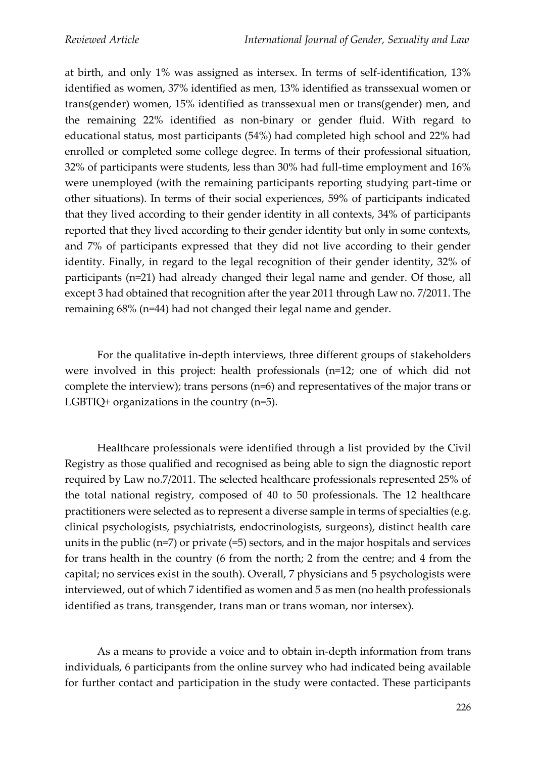at birth, and only 1% was assigned as intersex. In terms of self-identification, 13% identified as women, 37% identified as men, 13% identified as transsexual women or trans(gender) women, 15% identified as transsexual men or trans(gender) men, and the remaining 22% identified as non-binary or gender fluid. With regard to educational status, most participants (54%) had completed high school and 22% had enrolled or completed some college degree. In terms of their professional situation, 32% of participants were students, less than 30% had full-time employment and 16% were unemployed (with the remaining participants reporting studying part-time or other situations). In terms of their social experiences, 59% of participants indicated that they lived according to their gender identity in all contexts, 34% of participants reported that they lived according to their gender identity but only in some contexts, and 7% of participants expressed that they did not live according to their gender identity. Finally, in regard to the legal recognition of their gender identity, 32% of participants (n=21) had already changed their legal name and gender. Of those, all except 3 had obtained that recognition after the year 2011 through Law no. 7/2011. The remaining 68% (n=44) had not changed their legal name and gender.

For the qualitative in-depth interviews, three different groups of stakeholders were involved in this project: health professionals (n=12; one of which did not complete the interview); trans persons (n=6) and representatives of the major trans or LGBTIQ+ organizations in the country (n=5).

Healthcare professionals were identified through a list provided by the Civil Registry as those qualified and recognised as being able to sign the diagnostic report required by Law no.7/2011. The selected healthcare professionals represented 25% of the total national registry, composed of 40 to 50 professionals. The 12 healthcare practitioners were selected as to represent a diverse sample in terms of specialties (e.g. clinical psychologists, psychiatrists, endocrinologists, surgeons), distinct health care units in the public (n=7) or private (=5) sectors, and in the major hospitals and services for trans health in the country (6 from the north; 2 from the centre; and 4 from the capital; no services exist in the south). Overall, 7 physicians and 5 psychologists were interviewed, out of which 7 identified as women and 5 as men (no health professionals identified as trans, transgender, trans man or trans woman, nor intersex).

As a means to provide a voice and to obtain in-depth information from trans individuals, 6 participants from the online survey who had indicated being available for further contact and participation in the study were contacted. These participants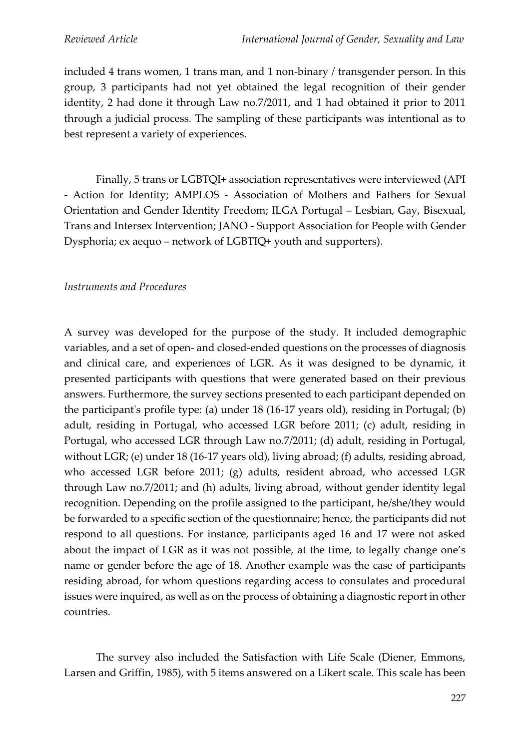included 4 trans women, 1 trans man, and 1 non-binary / transgender person. In this group, 3 participants had not yet obtained the legal recognition of their gender identity, 2 had done it through Law no.7/2011, and 1 had obtained it prior to 2011 through a judicial process. The sampling of these participants was intentional as to best represent a variety of experiences.

Finally, 5 trans or LGBTQI+ association representatives were interviewed (API - Action for Identity; AMPLOS - Association of Mothers and Fathers for Sexual Orientation and Gender Identity Freedom; ILGA Portugal – Lesbian, Gay, Bisexual, Trans and Intersex Intervention; JANO - Support Association for People with Gender Dysphoria; ex aequo – network of LGBTIQ+ youth and supporters).

*Instruments and Procedures*

A survey was developed for the purpose of the study. It included demographic variables, and a set of open- and closed-ended questions on the processes of diagnosis and clinical care, and experiences of LGR. As it was designed to be dynamic, it presented participants with questions that were generated based on their previous answers. Furthermore, the survey sections presented to each participant depended on the participant's profile type: (a) under 18 (16-17 years old), residing in Portugal; (b) adult, residing in Portugal, who accessed LGR before 2011; (c) adult, residing in Portugal, who accessed LGR through Law no.7/2011; (d) adult, residing in Portugal, without LGR; (e) under 18 (16-17 years old), living abroad; (f) adults, residing abroad, who accessed LGR before 2011; (g) adults, resident abroad, who accessed LGR through Law no.7/2011; and (h) adults, living abroad, without gender identity legal recognition. Depending on the profile assigned to the participant, he/she/they would be forwarded to a specific section of the questionnaire; hence, the participants did not respond to all questions. For instance, participants aged 16 and 17 were not asked about the impact of LGR as it was not possible, at the time, to legally change one's name or gender before the age of 18. Another example was the case of participants residing abroad, for whom questions regarding access to consulates and procedural issues were inquired, as well as on the process of obtaining a diagnostic report in other countries.

The survey also included the Satisfaction with Life Scale (Diener, Emmons, Larsen and Griffin, 1985), with 5 items answered on a Likert scale. This scale has been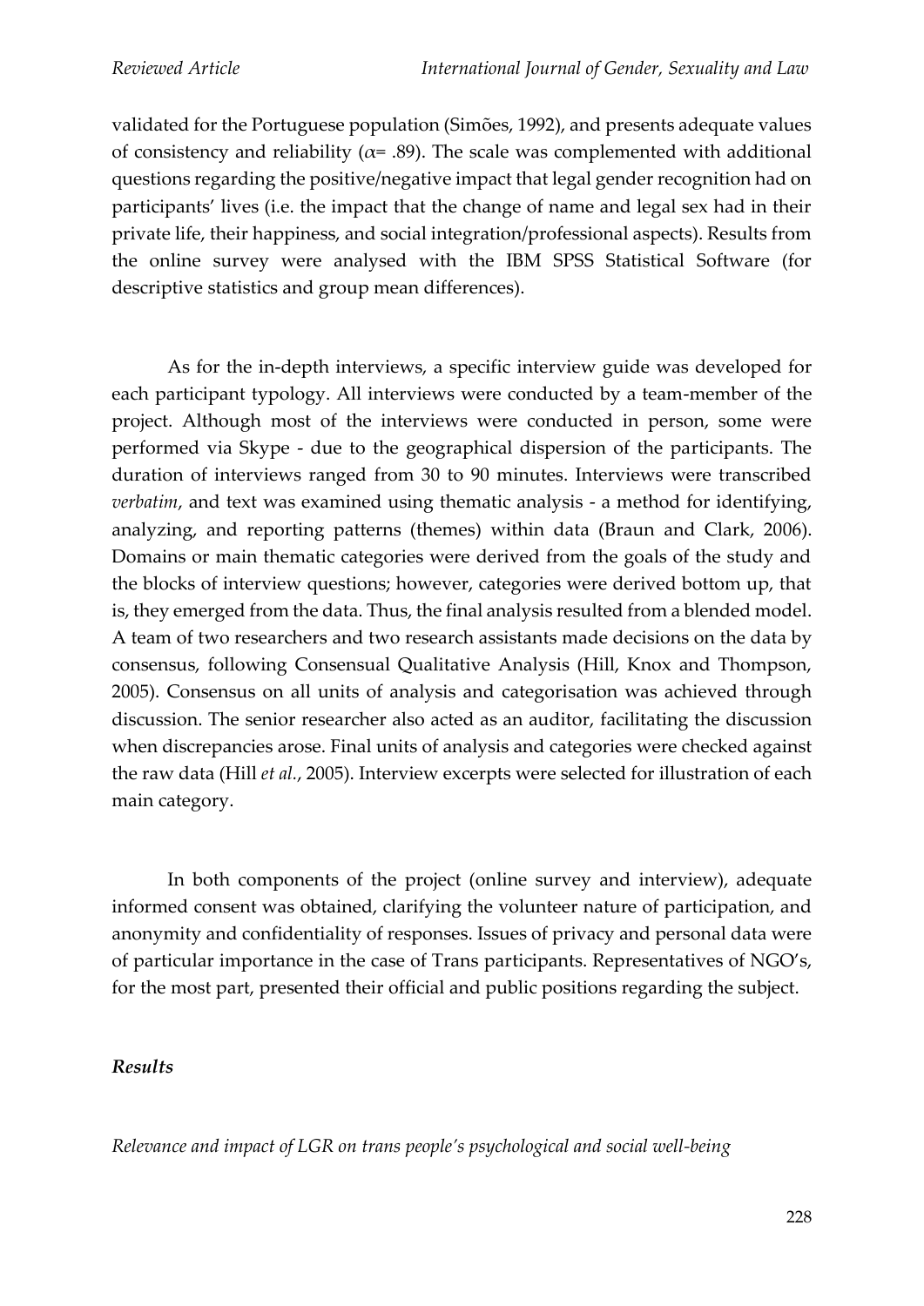validated for the Portuguese population (Simões, 1992), and presents adequate values of consistency and reliability ($\alpha$= .89). The scale was complemented with additional questions regarding the positive/negative impact that legal gender recognition had on participants' lives (i.e. the impact that the change of name and legal sex had in their private life, their happiness, and social integration/professional aspects). Results from the online survey were analysed with the IBM SPSS Statistical Software (for descriptive statistics and group mean differences).

As for the in-depth interviews, a specific interview guide was developed for each participant typology. All interviews were conducted by a team-member of the project. Although most of the interviews were conducted in person, some were performed via Skype - due to the geographical dispersion of the participants. The duration of interviews ranged from 30 to 90 minutes. Interviews were transcribed *verbatim*, and text was examined using thematic analysis - a method for identifying, analyzing, and reporting patterns (themes) within data (Braun and Clark, 2006). Domains or main thematic categories were derived from the goals of the study and the blocks of interview questions; however, categories were derived bottom up, that is, they emerged from the data. Thus, the final analysis resulted from a blended model. A team of two researchers and two research assistants made decisions on the data by consensus, following Consensual Qualitative Analysis (Hill, Knox and Thompson, 2005). Consensus on all units of analysis and categorisation was achieved through discussion. The senior researcher also acted as an auditor, facilitating the discussion when discrepancies arose. Final units of analysis and categories were checked against the raw data (Hill *et al.*, 2005). Interview excerpts were selected for illustration of each main category.

In both components of the project (online survey and interview), adequate informed consent was obtained, clarifying the volunteer nature of participation, and anonymity and confidentiality of responses. Issues of privacy and personal data were of particular importance in the case of Trans participants. Representatives of NGO's, for the most part, presented their official and public positions regarding the subject.

### *Results*

*Relevance and impact of LGR on trans people's psychological and social well-being*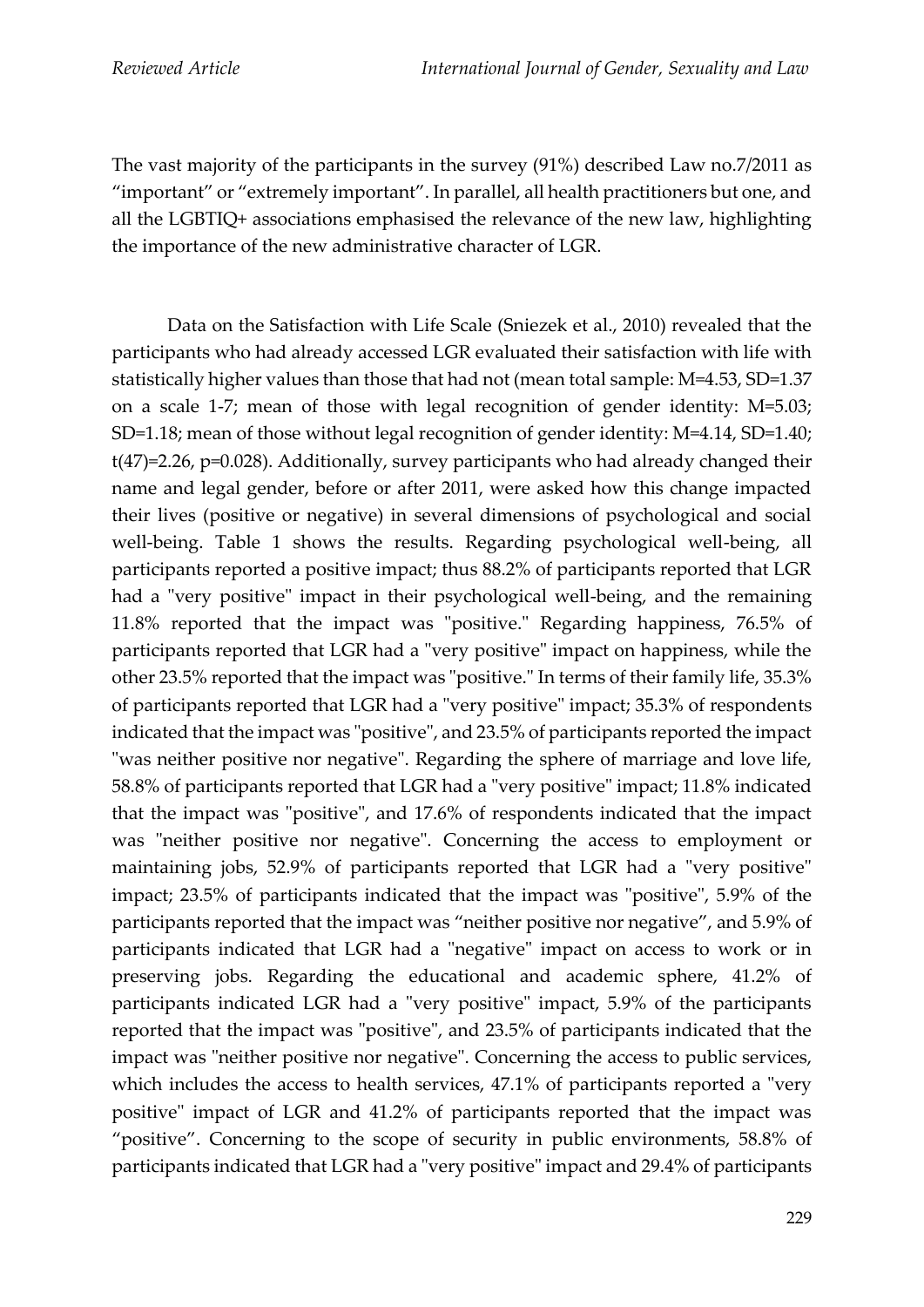The vast majority of the participants in the survey (91%) described Law no.7/2011 as "important" or "extremely important". In parallel, all health practitioners but one, and all the LGBTIQ+ associations emphasised the relevance of the new law, highlighting the importance of the new administrative character of LGR.

Data on the Satisfaction with Life Scale (Sniezek et al., 2010) revealed that the participants who had already accessed LGR evaluated their satisfaction with life with statistically higher values than those that had not (mean total sample: $M=4.53$, $SD=1.37$ on a scale 1-7; mean of those with legal recognition of gender identity: $M=5.03$; $SD=1.18$; mean of those without legal recognition of gender identity: $M=4.14$, $SD=1.40$; $t(47)=2.26$, $p=0.028$). Additionally, survey participants who had already changed their name and legal gender, before or after 2011, were asked how this change impacted their lives (positive or negative) in several dimensions of psychological and social well-being. Table 1 shows the results. Regarding psychological well-being, all participants reported a positive impact; thus 88.2% of participants reported that LGR had a "very positive" impact in their psychological well-being, and the remaining 11.8% reported that the impact was "positive." Regarding happiness, 76.5% of participants reported that LGR had a "very positive" impact on happiness, while the other 23.5% reported that the impact was "positive." In terms of their family life, 35.3% of participants reported that LGR had a "very positive" impact; 35.3% of respondents indicated that the impact was "positive", and 23.5% of participants reported the impact "was neither positive nor negative". Regarding the sphere of marriage and love life, 58.8% of participants reported that LGR had a "very positive" impact; 11.8% indicated that the impact was "positive", and 17.6% of respondents indicated that the impact was "neither positive nor negative". Concerning the access to employment or maintaining jobs, 52.9% of participants reported that LGR had a "very positive" impact; 23.5% of participants indicated that the impact was "positive", 5.9% of the participants reported that the impact was "neither positive nor negative", and 5.9% of participants indicated that LGR had a "negative" impact on access to work or in preserving jobs. Regarding the educational and academic sphere, 41.2% of participants indicated LGR had a "very positive" impact, 5.9% of the participants reported that the impact was "positive", and 23.5% of participants indicated that the impact was "neither positive nor negative". Concerning the access to public services, which includes the access to health services, 47.1% of participants reported a "very positive" impact of LGR and 41.2% of participants reported that the impact was "positive". Concerning to the scope of security in public environments, 58.8% of participants indicated that LGR had a "very positive" impact and 29.4% of participants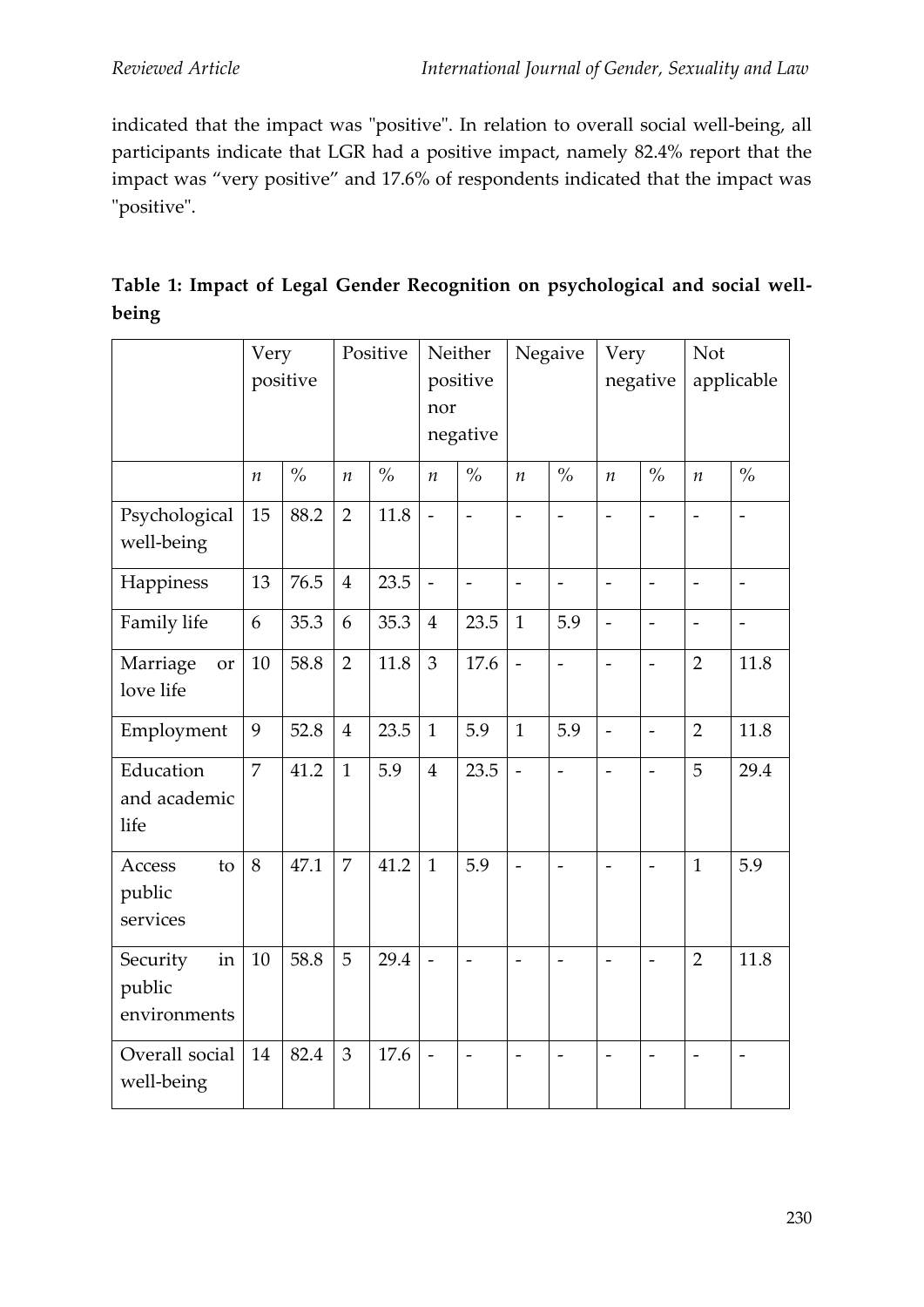indicated that the impact was "positive". In relation to overall social well-being, all participants indicate that LGR had a positive impact, namely 82.4% report that the impact was “very positive” and 17.6% of respondents indicated that the impact was "positive".

**Table 1: Impact of Legal Gender Recognition on psychological and social well-being**

| | Very positive | | Positive | | Neither positive nor negative | | Negaive | | Very negative | | Not applicable | |
|---|---|---|---|---|---|---|---|---|---|---|---|---|
| | *n* | % | *n* | % | *n* | % | *n* | % | *n* | % | *n* | % |
| Psychological well-being | 15 | 88.2 | 2 | 11.8 | - | - | - | - | - | - | - | - |
| Happiness | 13 | 76.5 | 4 | 23.5 | - | - | - | - | - | - | - | - |
| Family life | 6 | 35.3 | 6 | 35.3 | 4 | 23.5 | 1 | 5.9 | - | - | - | - |
| Marriage or love life | 10 | 58.8 | 2 | 11.8 | 3 | 17.6 | - | - | - | - | 2 | 11.8 |
| Employment | 9 | 52.8 | 4 | 23.5 | 1 | 5.9 | 1 | 5.9 | - | - | 2 | 11.8 |
| Education and academic life | 7 | 41.2 | 1 | 5.9 | 4 | 23.5 | - | - | - | - | 5 | 29.4 |
| Access to public services | 8 | 47.1 | 7 | 41.2 | 1 | 5.9 | - | - | - | - | 1 | 5.9 |
| Security in public environments | 10 | 58.8 | 5 | 29.4 | - | - | - | - | - | - | 2 | 11.8 |
| Overall social well-being | 14 | 82.4 | 3 | 17.6 | - | - | - | - | - | - | - | - |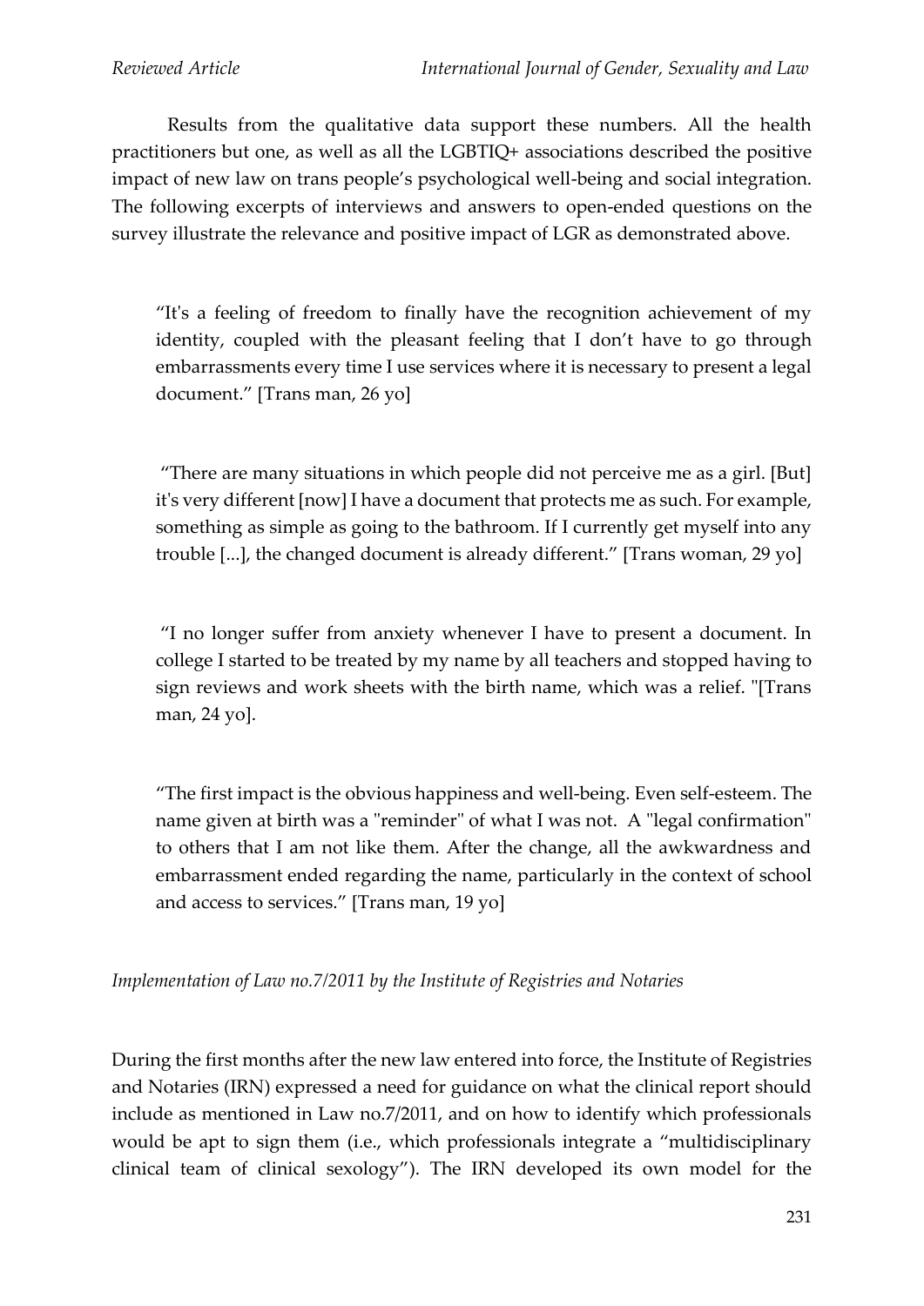Results from the qualitative data support these numbers. All the health practitioners but one, as well as all the LGBTIQ+ associations described the positive impact of new law on trans people's psychological well-being and social integration. The following excerpts of interviews and answers to open-ended questions on the survey illustrate the relevance and positive impact of LGR as demonstrated above.

> "It's a feeling of freedom to finally have the recognition achievement of my identity, coupled with the pleasant feeling that I don't have to go through embarrassments every time I use services where it is necessary to present a legal document." [Trans man, 26 yo]

> "There are many situations in which people did not perceive me as a girl. [But] it's very different [now] I have a document that protects me as such. For example, something as simple as going to the bathroom. If I currently get myself into any trouble [...], the changed document is already different." [Trans woman, 29 yo]

> "I no longer suffer from anxiety whenever I have to present a document. In college I started to be treated by my name by all teachers and stopped having to sign reviews and work sheets with the birth name, which was a relief. "[Trans man, 24 yo].

> "The first impact is the obvious happiness and well-being. Even self-esteem. The name given at birth was a "reminder" of what I was not. A "legal confirmation" to others that I am not like them. After the change, all the awkwardness and embarrassment ended regarding the name, particularly in the context of school and access to services." [Trans man, 19 yo]

*Implementation of Law no.7/2011 by the Institute of Registries and Notaries*

During the first months after the new law entered into force, the Institute of Registries and Notaries (IRN) expressed a need for guidance on what the clinical report should include as mentioned in Law no.7/2011, and on how to identify which professionals would be apt to sign them (i.e., which professionals integrate a "multidisciplinary clinical team of clinical sexology"). The IRN developed its own model for the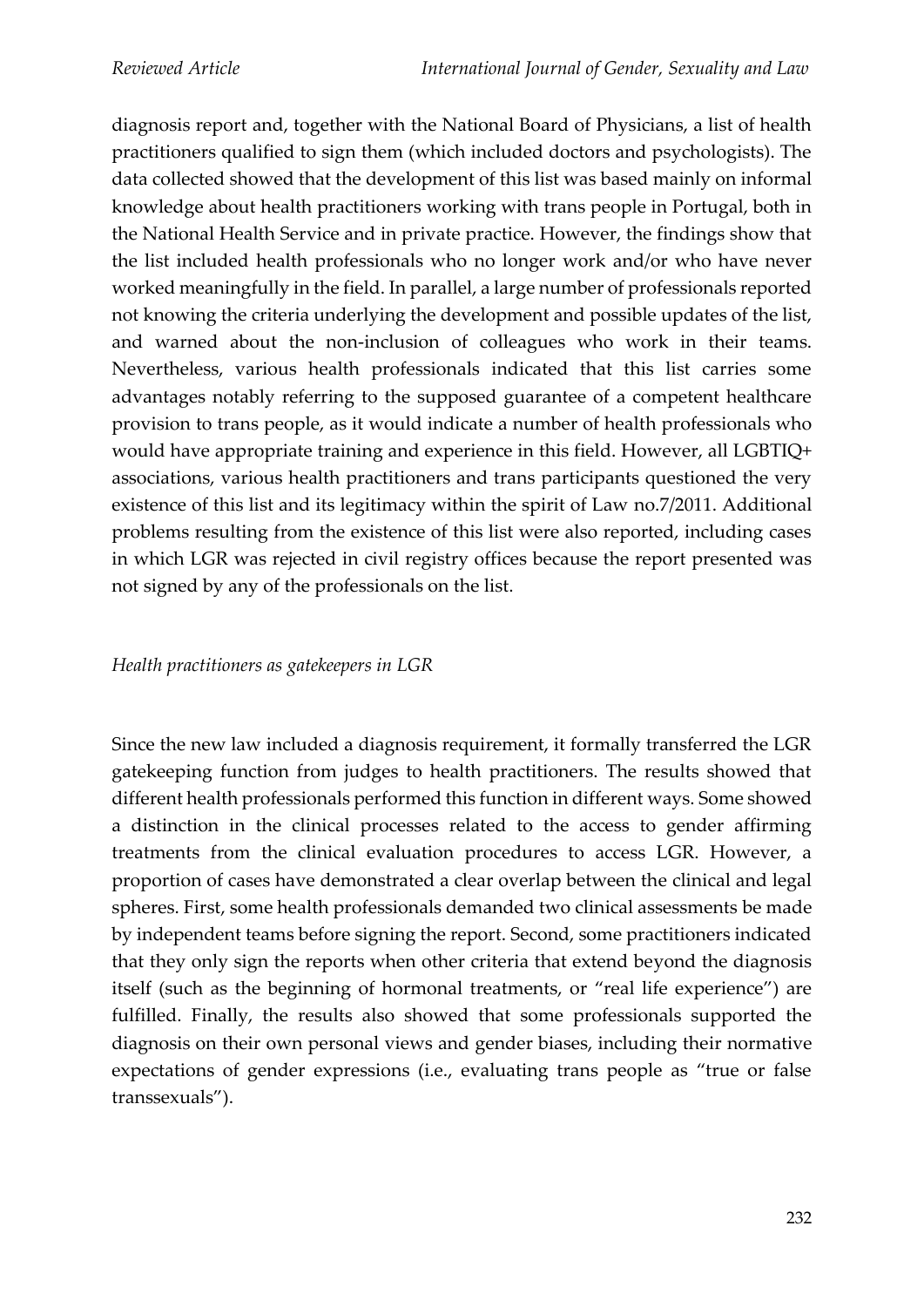diagnosis report and, together with the National Board of Physicians, a list of health practitioners qualified to sign them (which included doctors and psychologists). The data collected showed that the development of this list was based mainly on informal knowledge about health practitioners working with trans people in Portugal, both in the National Health Service and in private practice. However, the findings show that the list included health professionals who no longer work and/or who have never worked meaningfully in the field. In parallel, a large number of professionals reported not knowing the criteria underlying the development and possible updates of the list, and warned about the non-inclusion of colleagues who work in their teams. Nevertheless, various health professionals indicated that this list carries some advantages notably referring to the supposed guarantee of a competent healthcare provision to trans people, as it would indicate a number of health professionals who would have appropriate training and experience in this field. However, all LGBTIQ+ associations, various health practitioners and trans participants questioned the very existence of this list and its legitimacy within the spirit of Law no.7/2011. Additional problems resulting from the existence of this list were also reported, including cases in which LGR was rejected in civil registry offices because the report presented was not signed by any of the professionals on the list.

*Health practitioners as gatekeepers in LGR*

Since the new law included a diagnosis requirement, it formally transferred the LGR gatekeeping function from judges to health practitioners. The results showed that different health professionals performed this function in different ways. Some showed a distinction in the clinical processes related to the access to gender affirming treatments from the clinical evaluation procedures to access LGR. However, a proportion of cases have demonstrated a clear overlap between the clinical and legal spheres. First, some health professionals demanded two clinical assessments be made by independent teams before signing the report. Second, some practitioners indicated that they only sign the reports when other criteria that extend beyond the diagnosis itself (such as the beginning of hormonal treatments, or "real life experience") are fulfilled. Finally, the results also showed that some professionals supported the diagnosis on their own personal views and gender biases, including their normative expectations of gender expressions (i.e., evaluating trans people as "true or false transsexuals").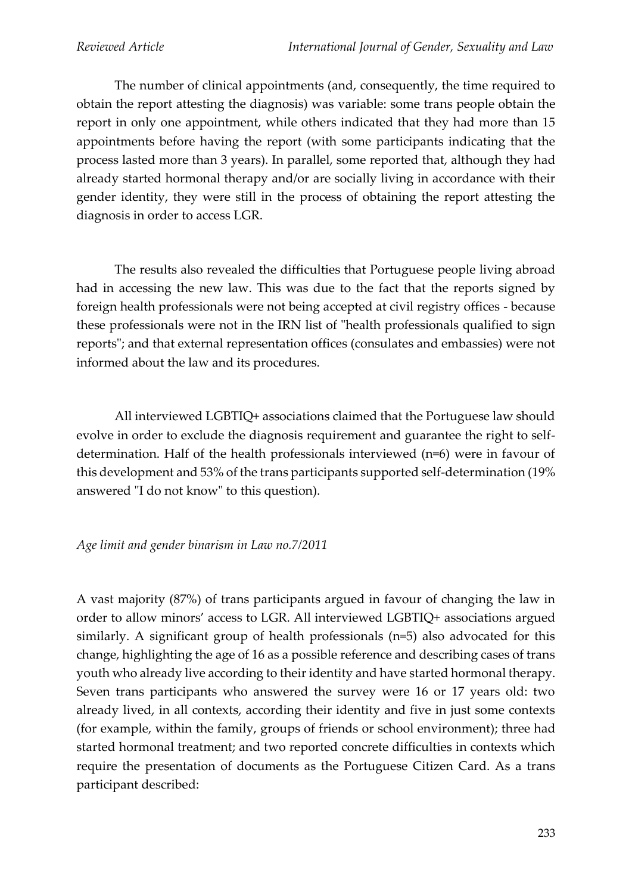The number of clinical appointments (and, consequently, the time required to obtain the report attesting the diagnosis) was variable: some trans people obtain the report in only one appointment, while others indicated that they had more than 15 appointments before having the report (with some participants indicating that the process lasted more than 3 years). In parallel, some reported that, although they had already started hormonal therapy and/or are socially living in accordance with their gender identity, they were still in the process of obtaining the report attesting the diagnosis in order to access LGR.

The results also revealed the difficulties that Portuguese people living abroad had in accessing the new law. This was due to the fact that the reports signed by foreign health professionals were not being accepted at civil registry offices - because these professionals were not in the IRN list of "health professionals qualified to sign reports"; and that external representation offices (consulates and embassies) were not informed about the law and its procedures.

All interviewed LGBTIQ+ associations claimed that the Portuguese law should evolve in order to exclude the diagnosis requirement and guarantee the right to self-determination. Half of the health professionals interviewed (n=6) were in favour of this development and 53% of the trans participants supported self-determination (19% answered "I do not know" to this question).

*Age limit and gender binarism in Law no.7/2011*

A vast majority (87%) of trans participants argued in favour of changing the law in order to allow minors' access to LGR. All interviewed LGBTIQ+ associations argued similarly. A significant group of health professionals (n=5) also advocated for this change, highlighting the age of 16 as a possible reference and describing cases of trans youth who already live according to their identity and have started hormonal therapy. Seven trans participants who answered the survey were 16 or 17 years old: two already lived, in all contexts, according their identity and five in just some contexts (for example, within the family, groups of friends or school environment); three had started hormonal treatment; and two reported concrete difficulties in contexts which require the presentation of documents as the Portuguese Citizen Card. As a trans participant described: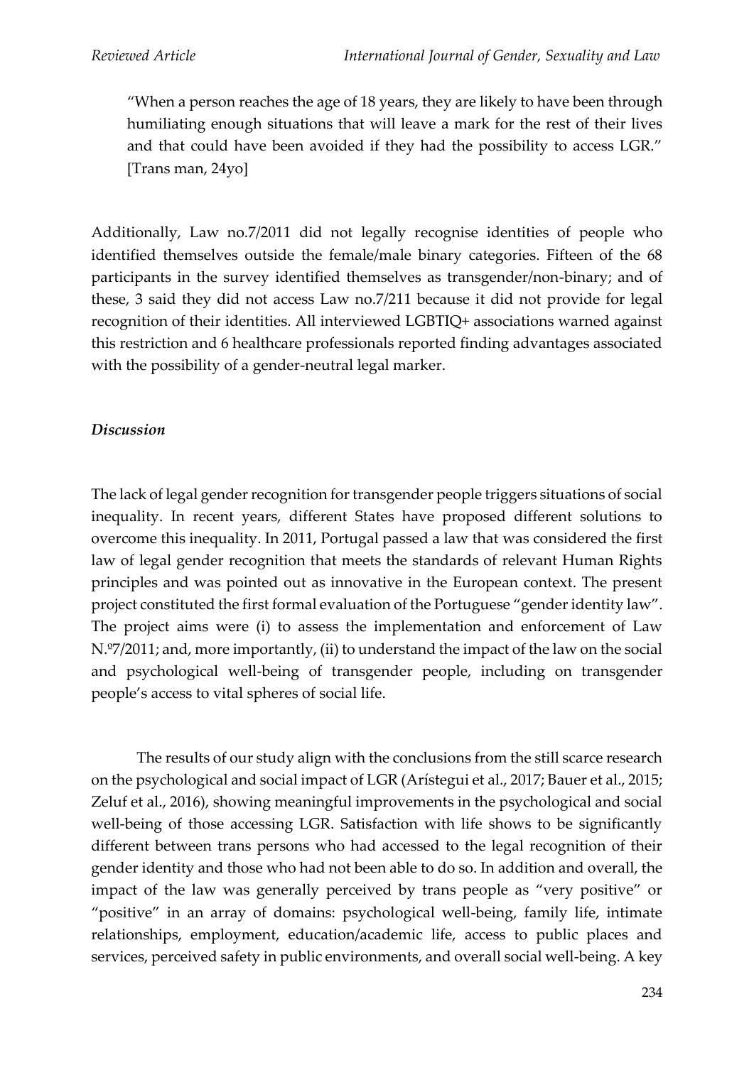> "When a person reaches the age of 18 years, they are likely to have been through humiliating enough situations that will leave a mark for the rest of their lives and that could have been avoided if they had the possibility to access LGR." [Trans man, 24yo]

Additionally, Law no.7/2011 did not legally recognise identities of people who identified themselves outside the female/male binary categories. Fifteen of the 68 participants in the survey identified themselves as transgender/non-binary; and of these, 3 said they did not access Law no.7/211 because it did not provide for legal recognition of their identities. All interviewed LGBTIQ+ associations warned against this restriction and 6 healthcare professionals reported finding advantages associated with the possibility of a gender-neutral legal marker.

### *Discussion*

The lack of legal gender recognition for transgender people triggers situations of social inequality. In recent years, different States have proposed different solutions to overcome this inequality. In 2011, Portugal passed a law that was considered the first law of legal gender recognition that meets the standards of relevant Human Rights principles and was pointed out as innovative in the European context. The present project constituted the first formal evaluation of the Portuguese "gender identity law". The project aims were (i) to assess the implementation and enforcement of Law N.º7/2011; and, more importantly, (ii) to understand the impact of the law on the social and psychological well-being of transgender people, including on transgender people's access to vital spheres of social life.

The results of our study align with the conclusions from the still scarce research on the psychological and social impact of LGR (Arístegui et al., 2017; Bauer et al., 2015; Zeluf et al., 2016), showing meaningful improvements in the psychological and social well-being of those accessing LGR. Satisfaction with life shows to be significantly different between trans persons who had accessed to the legal recognition of their gender identity and those who had not been able to do so. In addition and overall, the impact of the law was generally perceived by trans people as "very positive" or "positive" in an array of domains: psychological well-being, family life, intimate relationships, employment, education/academic life, access to public places and services, perceived safety in public environments, and overall social well-being. A key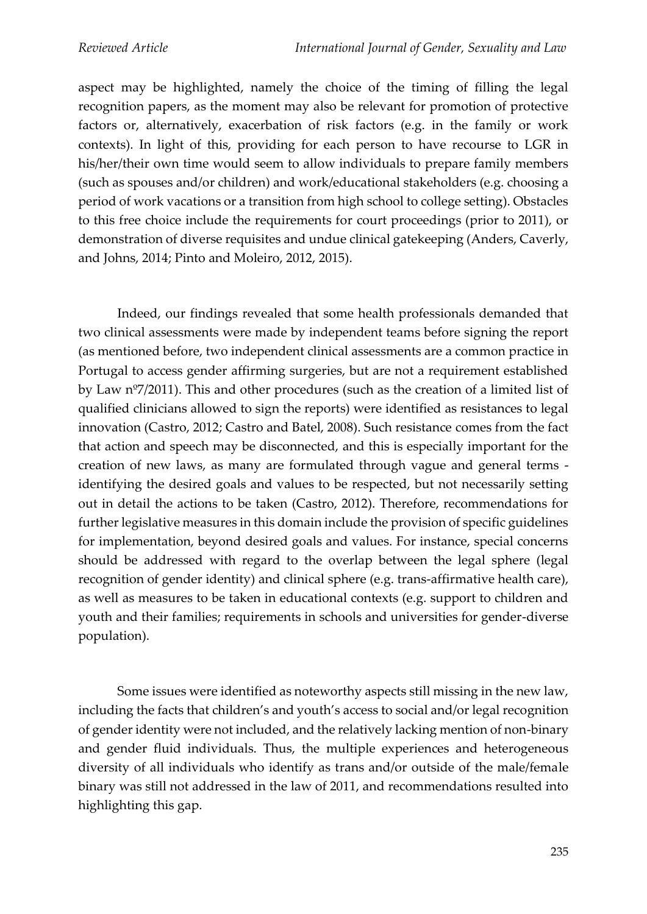aspect may be highlighted, namely the choice of the timing of filling the legal recognition papers, as the moment may also be relevant for promotion of protective factors or, alternatively, exacerbation of risk factors (e.g. in the family or work contexts). In light of this, providing for each person to have recourse to LGR in his/her/their own time would seem to allow individuals to prepare family members (such as spouses and/or children) and work/educational stakeholders (e.g. choosing a period of work vacations or a transition from high school to college setting). Obstacles to this free choice include the requirements for court proceedings (prior to 2011), or demonstration of diverse requisites and undue clinical gatekeeping (Anders, Caverly, and Johns, 2014; Pinto and Moleiro, 2012, 2015).

Indeed, our findings revealed that some health professionals demanded that two clinical assessments were made by independent teams before signing the report (as mentioned before, two independent clinical assessments are a common practice in Portugal to access gender affirming surgeries, but are not a requirement established by Law nº7/2011). This and other procedures (such as the creation of a limited list of qualified clinicians allowed to sign the reports) were identified as resistances to legal innovation (Castro, 2012; Castro and Batel, 2008). Such resistance comes from the fact that action and speech may be disconnected, and this is especially important for the creation of new laws, as many are formulated through vague and general terms - identifying the desired goals and values to be respected, but not necessarily setting out in detail the actions to be taken (Castro, 2012). Therefore, recommendations for further legislative measures in this domain include the provision of specific guidelines for implementation, beyond desired goals and values. For instance, special concerns should be addressed with regard to the overlap between the legal sphere (legal recognition of gender identity) and clinical sphere (e.g. trans-affirmative health care), as well as measures to be taken in educational contexts (e.g. support to children and youth and their families; requirements in schools and universities for gender-diverse population).

Some issues were identified as noteworthy aspects still missing in the new law, including the facts that children's and youth's access to social and/or legal recognition of gender identity were not included, and the relatively lacking mention of non-binary and gender fluid individuals. Thus, the multiple experiences and heterogeneous diversity of all individuals who identify as trans and/or outside of the male/female binary was still not addressed in the law of 2011, and recommendations resulted into highlighting this gap.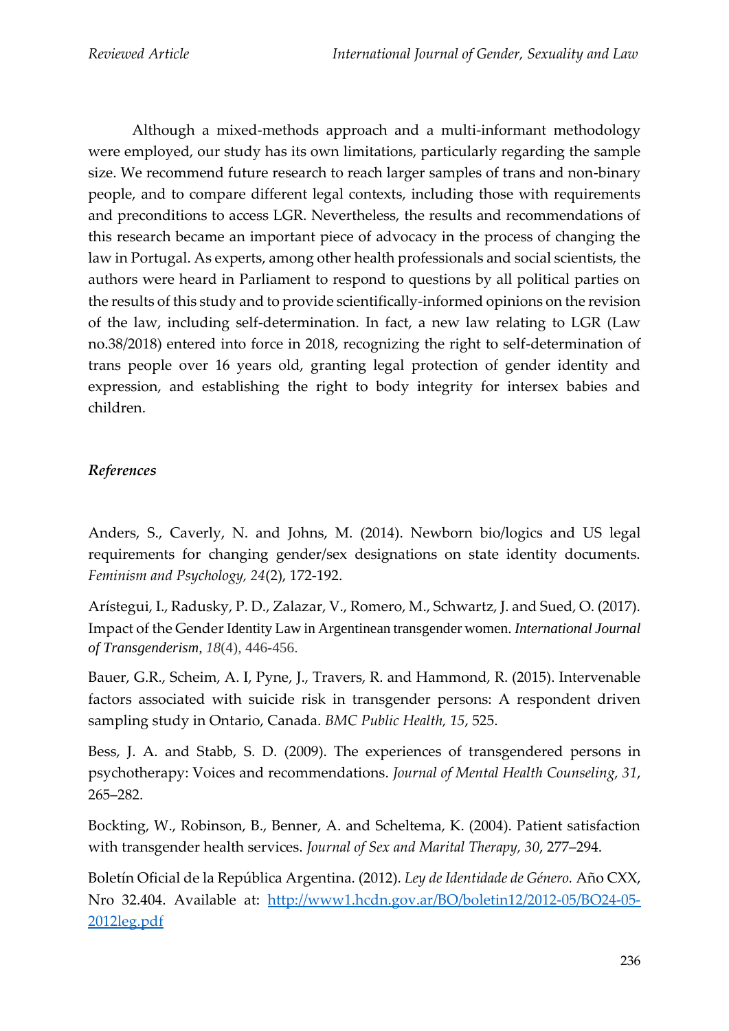Although a mixed-methods approach and a multi-informant methodology were employed, our study has its own limitations, particularly regarding the sample size. We recommend future research to reach larger samples of trans and non-binary people, and to compare different legal contexts, including those with requirements and preconditions to access LGR. Nevertheless, the results and recommendations of this research became an important piece of advocacy in the process of changing the law in Portugal. As experts, among other health professionals and social scientists, the authors were heard in Parliament to respond to questions by all political parties on the results of this study and to provide scientifically-informed opinions on the revision of the law, including self-determination. In fact, a new law relating to LGR (Law no.38/2018) entered into force in 2018, recognizing the right to self-determination of trans people over 16 years old, granting legal protection of gender identity and expression, and establishing the right to body integrity for intersex babies and children.

### *References*

Anders, S., Caverly, N. and Johns, M. (2014). Newborn bio/logics and US legal requirements for changing gender/sex designations on state identity documents. *Feminism and Psychology, 24*(2), 172-192.

Arístegui, I., Radusky, P. D., Zalazar, V., Romero, M., Schwartz, J. and Sued, O. (2017). Impact of the Gender Identity Law in Argentinean transgender women. *International Journal of Transgenderism*, *18*(4), 446-456.

Bauer, G.R., Scheim, A. I, Pyne, J., Travers, R. and Hammond, R. (2015). Intervenable factors associated with suicide risk in transgender persons: A respondent driven sampling study in Ontario, Canada. *BMC Public Health, 15*, 525.

Bess, J. A. and Stabb, S. D. (2009). The experiences of transgendered persons in psychotherapy: Voices and recommendations. *Journal of Mental Health Counseling, 31*, 265–282.

Bockting, W., Robinson, B., Benner, A. and Scheltema, K. (2004). Patient satisfaction with transgender health services. *Journal of Sex and Marital Therapy, 30*, 277–294.

Boletín Oficial de la República Argentina. (2012). *Ley de Identidade de Género.* Año CXX, Nro 32.404. Available at: http://www1.hcdn.gov.ar/BO/boletin12/2012-05/BO24-05-2012leg.pdf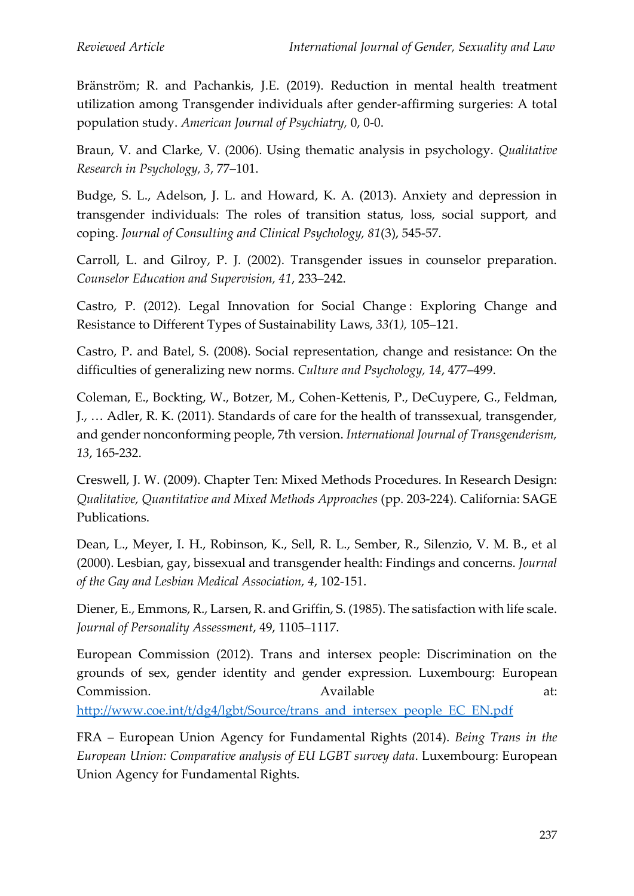Bränström; R. and Pachankis, J.E. (2019). Reduction in mental health treatment utilization among Transgender individuals after gender-affirming surgeries: A total population study. *American Journal of Psychiatry,* 0, 0-0.

Braun, V. and Clarke, V. (2006). Using thematic analysis in psychology. *Qualitative Research in Psychology, 3*, 77–101.

Budge, S. L., Adelson, J. L. and Howard, K. A. (2013). Anxiety and depression in transgender individuals: The roles of transition status, loss, social support, and coping. *Journal of Consulting and Clinical Psychology, 81*(3), 545-57.

Carroll, L. and Gilroy, P. J. (2002). Transgender issues in counselor preparation. *Counselor Education and Supervision, 41*, 233–242.

Castro, P. (2012). Legal Innovation for Social Change : Exploring Change and Resistance to Different Types of Sustainability Laws, *33(1),* 105–121.

Castro, P. and Batel, S. (2008). Social representation, change and resistance: On the difficulties of generalizing new norms. *Culture and Psychology, 14*, 477–499.

Coleman, E., Bockting, W., Botzer, M., Cohen-Kettenis, P., DeCuypere, G., Feldman, J., … Adler, R. K. (2011). Standards of care for the health of transsexual, transgender, and gender nonconforming people, 7th version. *International Journal of Transgenderism, 13*, 165-232.

Creswell, J. W. (2009). Chapter Ten: Mixed Methods Procedures. In Research Design: *Qualitative, Quantitative and Mixed Methods Approaches* (pp. 203-224). California: SAGE Publications.

Dean, L., Meyer, I. H., Robinson, K., Sell, R. L., Sember, R., Silenzio, V. M. B., et al (2000). Lesbian, gay, bissexual and transgender health: Findings and concerns. *Journal of the Gay and Lesbian Medical Association, 4*, 102-151.

Diener, E., Emmons, R., Larsen, R. and Griffin, S. (1985). The satisfaction with life scale. *Journal of Personality Assessment*, 49, 1105–1117.

European Commission (2012). Trans and intersex people: Discrimination on the grounds of sex, gender identity and gender expression. Luxembourg: European Commission. Available at: http://www.coe.int/t/dg4/lgbt/Source/trans_and_intersex_people_EC_EN.pdf

FRA – European Union Agency for Fundamental Rights (2014). *Being Trans in the European Union: Comparative analysis of EU LGBT survey data*. Luxembourg: European Union Agency for Fundamental Rights.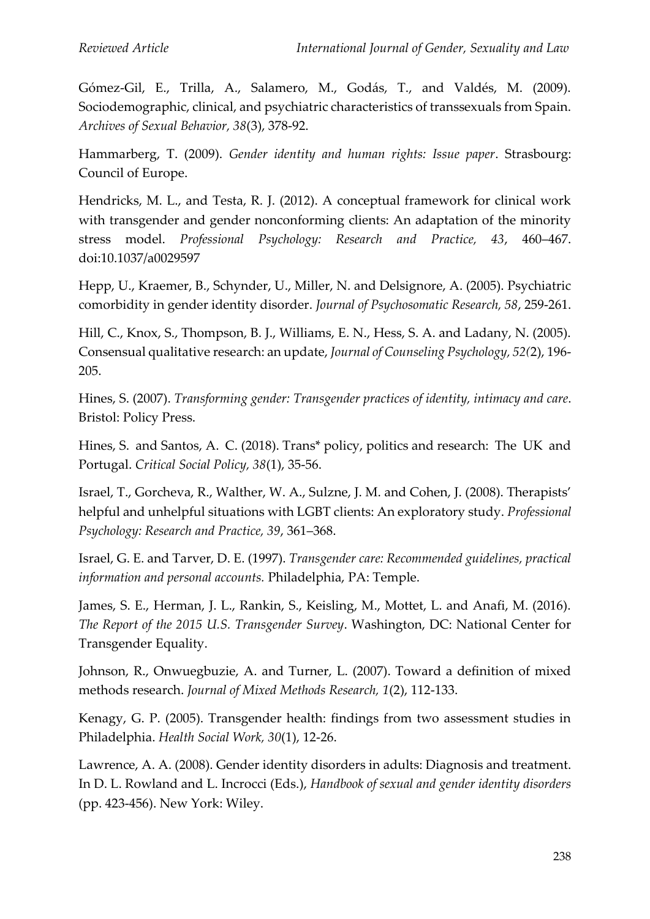Gómez-Gil, E., Trilla, A., Salamero, M., Godás, T., and Valdés, M. (2009). Sociodemographic, clinical, and psychiatric characteristics of transsexuals from Spain. *Archives of Sexual Behavior, 38*(3), 378-92.

Hammarberg, T. (2009). *Gender identity and human rights: Issue paper*. Strasbourg: Council of Europe.

Hendricks, M. L., and Testa, R. J. (2012). A conceptual framework for clinical work with transgender and gender nonconforming clients: An adaptation of the minority stress model. *Professional Psychology: Research and Practice, 43*, 460–467. doi:10.1037/a0029597

Hepp, U., Kraemer, B., Schynder, U., Miller, N. and Delsignore, A. (2005). Psychiatric comorbidity in gender identity disorder. *Journal of Psychosomatic Research, 58*, 259-261.

Hill, C., Knox, S., Thompson, B. J., Williams, E. N., Hess, S. A. and Ladany, N. (2005). Consensual qualitative research: an update, *Journal of Counseling Psychology, 52(*2), 196-205.

Hines, S. (2007). *Transforming gender: Transgender practices of identity, intimacy and care*. Bristol: Policy Press.

Hines, S. and Santos, A. C. (2018). Trans* policy, politics and research: The UK and Portugal. *Critical Social Policy, 38*(1), 35-56.

Israel, T., Gorcheva, R., Walther, W. A., Sulzne, J. M. and Cohen, J. (2008). Therapists' helpful and unhelpful situations with LGBT clients: An exploratory study. *Professional Psychology: Research and Practice, 39*, 361–368.

Israel, G. E. and Tarver, D. E. (1997). *Transgender care: Recommended guidelines, practical information and personal accounts.* Philadelphia, PA: Temple.

James, S. E., Herman, J. L., Rankin, S., Keisling, M., Mottet, L. and Anafi, M. (2016). *The Report of the 2015 U.S. Transgender Survey*. Washington, DC: National Center for Transgender Equality.

Johnson, R., Onwuegbuzie, A. and Turner, L. (2007). Toward a definition of mixed methods research. *Journal of Mixed Methods Research, 1*(2), 112-133.

Kenagy, G. P. (2005). Transgender health: findings from two assessment studies in Philadelphia. *Health Social Work, 30*(1), 12-26.

Lawrence, A. A. (2008). Gender identity disorders in adults: Diagnosis and treatment. In D. L. Rowland and L. Incrocci (Eds.), *Handbook of sexual and gender identity disorders* (pp. 423-456). New York: Wiley.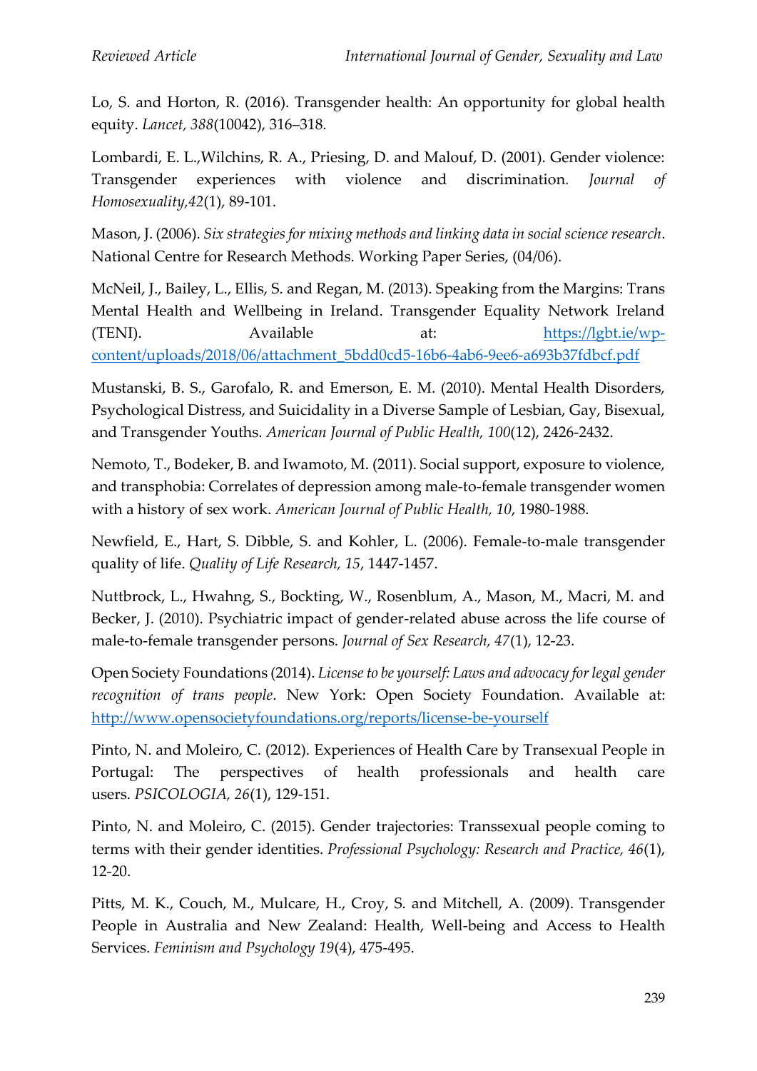Lo, S. and Horton, R. (2016). Transgender health: An opportunity for global health equity. *Lancet, 388*(10042), 316–318.

Lombardi, E. L.,Wilchins, R. A., Priesing, D. and Malouf, D. (2001). Gender violence: Transgender experiences with violence and discrimination. *Journal of Homosexuality,42*(1), 89-101.

Mason, J. (2006). *Six strategies for mixing methods and linking data in social science research*. National Centre for Research Methods. Working Paper Series, (04/06).

McNeil, J., Bailey, L., Ellis, S. and Regan, M. (2013). Speaking from the Margins: Trans Mental Health and Wellbeing in Ireland. Transgender Equality Network Ireland (TENI). Available at: [https://lgbt.ie/wp-content/uploads/2018/06/attachment_5bdd0cd5-16b6-4ab6-9ee6-a693b37fdbcf.pdf](https://lgbt.ie/wp-content/uploads/2018/06/attachment_5bdd0cd5-16b6-4ab6-9ee6-a693b37fdbcf.pdf)

Mustanski, B. S., Garofalo, R. and Emerson, E. M. (2010). Mental Health Disorders, Psychological Distress, and Suicidality in a Diverse Sample of Lesbian, Gay, Bisexual, and Transgender Youths. *American Journal of Public Health, 100*(12), 2426-2432.

Nemoto, T., Bodeker, B. and Iwamoto, M. (2011). Social support, exposure to violence, and transphobia: Correlates of depression among male-to-female transgender women with a history of sex work. *American Journal of Public Health, 10*, 1980-1988.

Newfield, E., Hart, S. Dibble, S. and Kohler, L. (2006). Female-to-male transgender quality of life. *Quality of Life Research, 15*, 1447-1457.

Nuttbrock, L., Hwahng, S., Bockting, W., Rosenblum, A., Mason, M., Macri, M. and Becker, J. (2010). Psychiatric impact of gender-related abuse across the life course of male-to-female transgender persons. *Journal of Sex Research, 47*(1), 12-23.

Open Society Foundations (2014). *License to be yourself: Laws and advocacy for legal gender recognition of trans people*. New York: Open Society Foundation. Available at: [http://www.opensocietyfoundations.org/reports/license-be-yourself](http://www.opensocietyfoundations.org/reports/license-be-yourself)

Pinto, N. and Moleiro, C. (2012). Experiences of Health Care by Transexual People in Portugal: The perspectives of health professionals and health care users. *PSICOLOGIA, 26*(1), 129-151.

Pinto, N. and Moleiro, C. (2015). Gender trajectories: Transsexual people coming to terms with their gender identities. *Professional Psychology: Research and Practice, 46*(1), 12-20.

Pitts, M. K., Couch, M., Mulcare, H., Croy, S. and Mitchell, A. (2009). Transgender People in Australia and New Zealand: Health, Well-being and Access to Health Services. *Feminism and Psychology 19*(4), 475-495.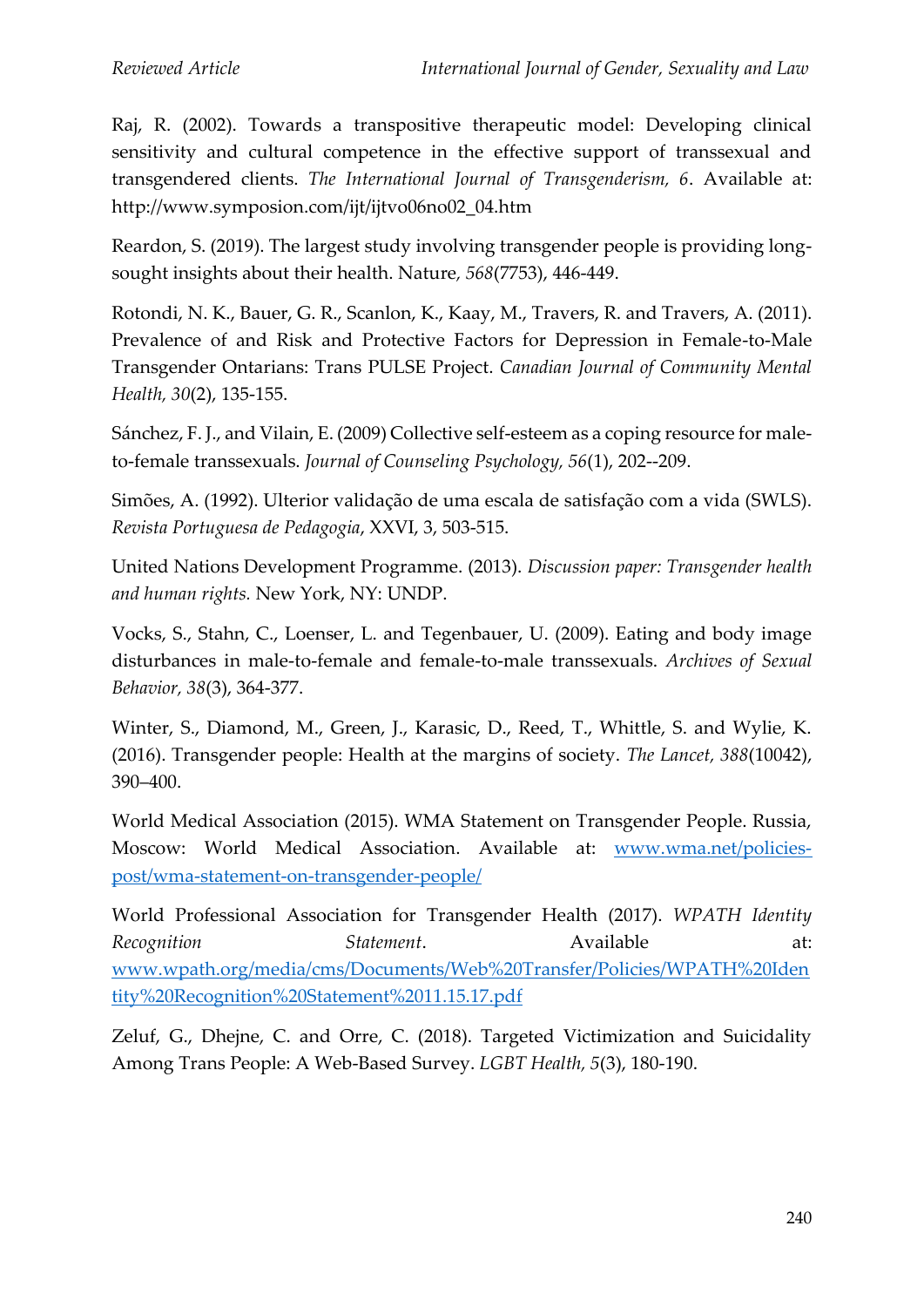Raj, R. (2002). Towards a transpositive therapeutic model: Developing clinical sensitivity and cultural competence in the effective support of transsexual and transgendered clients. *The International Journal of Transgenderism, 6*. Available at: http://www.symposion.com/ijt/ijtvo06no02_04.htm

Reardon, S. (2019). The largest study involving transgender people is providing long-sought insights about their health. Nature*, 568*(7753), 446-449.

Rotondi, N. K., Bauer, G. R., Scanlon, K., Kaay, M., Travers, R. and Travers, A. (2011). Prevalence of and Risk and Protective Factors for Depression in Female-to-Male Transgender Ontarians: Trans PULSE Project. *Canadian Journal of Community Mental Health, 30*(2), 135-155.

Sánchez, F. J., and Vilain, E. (2009) Collective self-esteem as a coping resource for male-to-female transsexuals. *Journal of Counseling Psychology, 56*(1), 202--209.

Simões, A. (1992). Ulterior validação de uma escala de satisfação com a vida (SWLS). *Revista Portuguesa de Pedagogia*, XXVI, 3, 503-515.

United Nations Development Programme. (2013). *Discussion paper: Transgender health and human rights.* New York, NY: UNDP.

Vocks, S., Stahn, C., Loenser, L. and Tegenbauer, U. (2009). Eating and body image disturbances in male-to-female and female-to-male transsexuals. *Archives of Sexual Behavior, 38*(3), 364-377.

Winter, S., Diamond, M., Green, J., Karasic, D., Reed, T., Whittle, S. and Wylie, K. (2016). Transgender people: Health at the margins of society. *The Lancet, 388*(10042), 390–400.

World Medical Association (2015). WMA Statement on Transgender People. Russia, Moscow: World Medical Association. Available at: www.wma.net/policies-post/wma-statement-on-transgender-people/

World Professional Association for Transgender Health (2017). *WPATH Identity Recognition Statement*. Available at: www.wpath.org/media/cms/Documents/Web%20Transfer/Policies/WPATH%20Identity%20Recognition%20Statement%2011.15.17.pdf

Zeluf, G., Dhejne, C. and Orre, C. (2018). Targeted Victimization and Suicidality Among Trans People: A Web-Based Survey. *LGBT Health, 5*(3), 180-190.